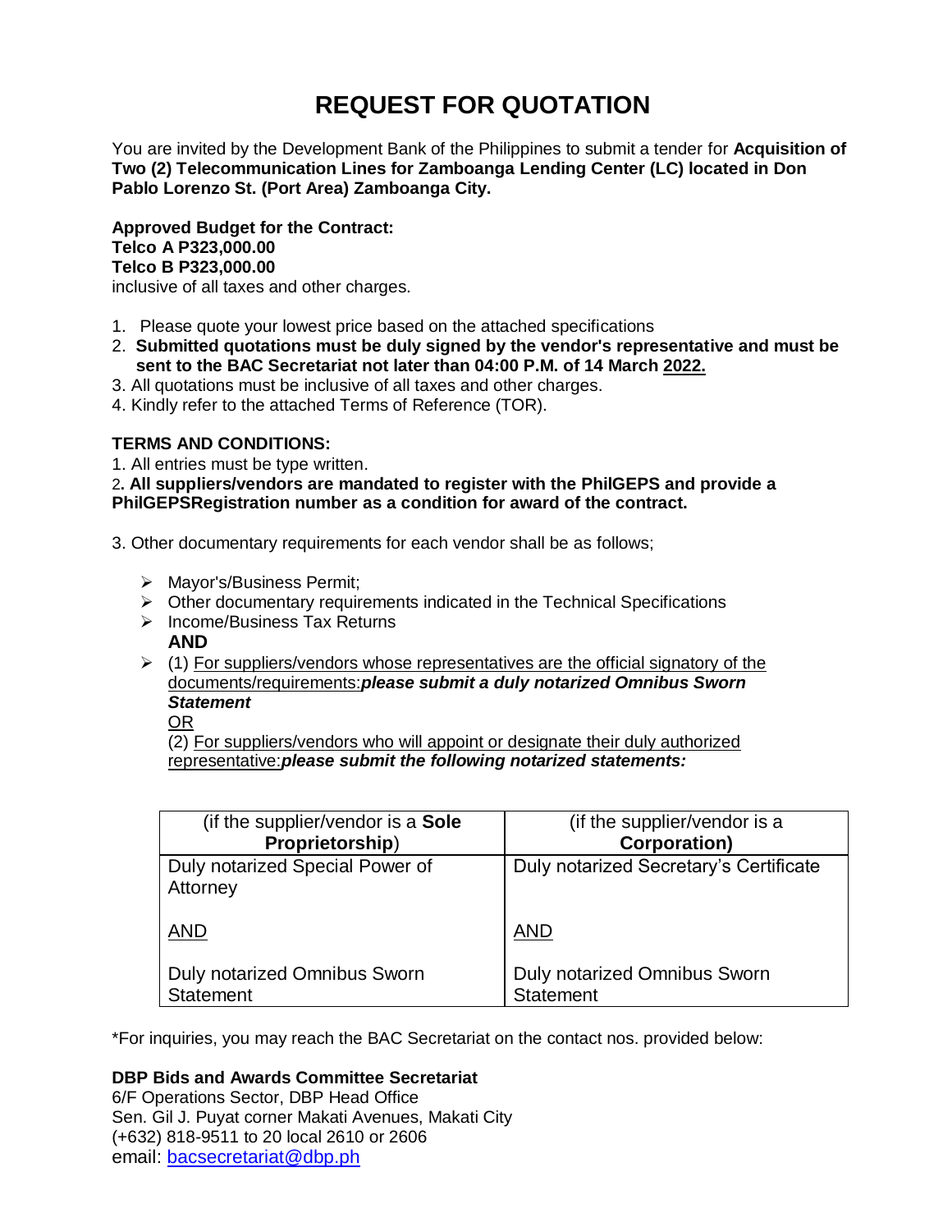# REQUEST FOR QUOTATION

You are invited by the Development Bank of the Philippines to submit a tender for **Acquisition of Two (2) Telecommunication Lines for Zamboanga Lending Center (LC) located in Don Pablo Lorenzo St. (Port Area) Zamboanga City.**

**Approved Budget for the Contract:**
**Telco A P323,000.00**
**Telco B P323,000.00**
inclusive of all taxes and other charges.

1. Please quote your lowest price based on the attached specifications
2. **Submitted quotations must be duly signed by the vendor's representative and must be sent to the BAC Secretariat not later than 04:00 P.M. of 14 March 2022.**
3. All quotations must be inclusive of all taxes and other charges.
4. Kindly refer to the attached Terms of Reference (TOR).

**TERMS AND CONDITIONS:**

1. All entries must be type written.
2. **All suppliers/vendors are mandated to register with the PhilGEPS and provide a PhilGEPSRegistration number as a condition for award of the contract.**

3. Other documentary requirements for each vendor shall be as follows;

- Mayor's/Business Permit;
- Other documentary requirements indicated in the Technical Specifications
- Income/Business Tax Returns
  **AND**
- (1) For suppliers/vendors whose representatives are the official signatory of the documents/requirements:***please submit a duly notarized Omnibus Sworn Statement***
  OR
  (2) For suppliers/vendors who will appoint or designate their duly authorized representative:***please submit the following notarized statements:***

| (if the supplier/vendor is a **Sole Proprietorship**) | (if the supplier/vendor is a **Corporation)** |
|---|---|
| Duly notarized Special Power of Attorney<br><br>AND<br><br>Duly notarized Omnibus Sworn Statement | Duly notarized Secretary's Certificate<br><br>AND<br><br>Duly notarized Omnibus Sworn Statement |

*For inquiries, you may reach the BAC Secretariat on the contact nos. provided below:

**DBP Bids and Awards Committee Secretariat**
6/F Operations Sector, DBP Head Office
Sen. Gil J. Puyat corner Makati Avenues, Makati City
(+632) 818-9511 to 20 local 2610 or 2606
email: bacsecretariat@dbp.ph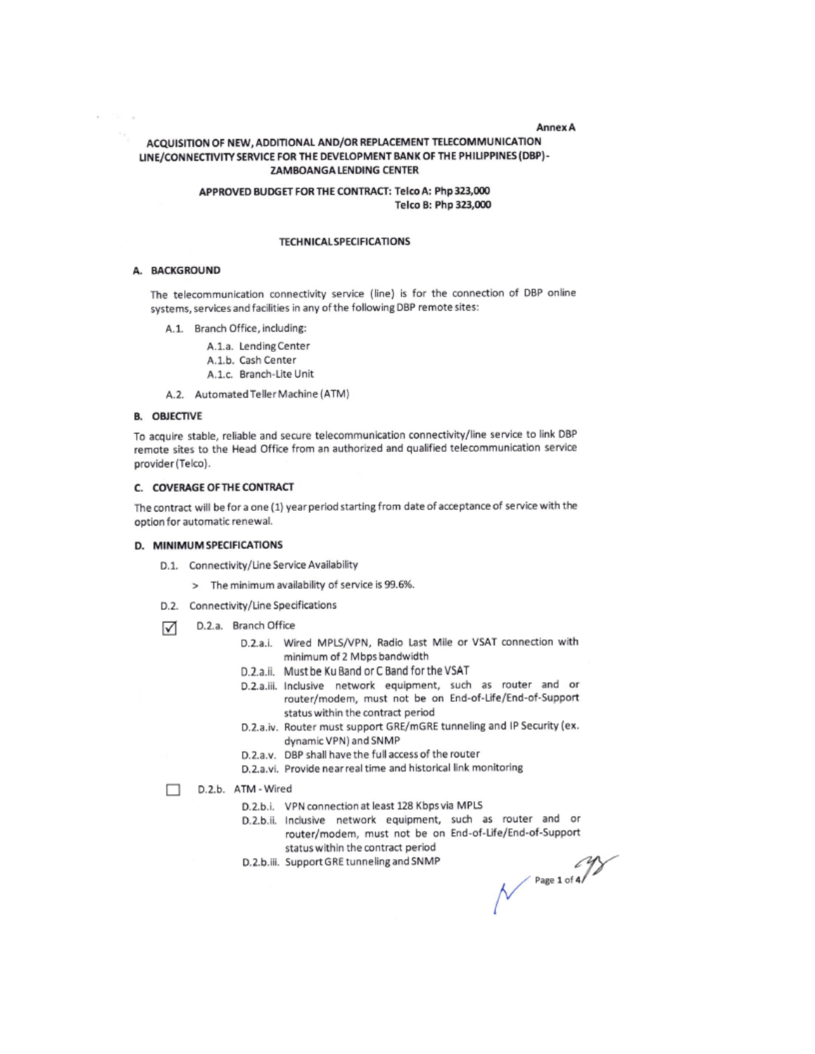Annex A

## ACQUISITION OF NEW, ADDITIONAL AND/OR REPLACEMENT TELECOMMUNICATION LINE/CONNECTIVITY SERVICE FOR THE DEVELOPMENT BANK OF THE PHILIPPINES (DBP) - ZAMBOANGA LENDING CENTER

**APPROVED BUDGET FOR THE CONTRACT: Telco A: Php 323,000**
**Telco B: Php 323,000**

### TECHNICAL SPECIFICATIONS

#### A. BACKGROUND

The telecommunication connectivity service (line) is for the connection of DBP online systems, services and facilities in any of the following DBP remote sites:

- A.1. Branch Office, including:
  - A.1.a. Lending Center
  - A.1.b. Cash Center
  - A.1.c. Branch-Lite Unit
- A.2. Automated Teller Machine (ATM)

#### B. OBJECTIVE

To acquire stable, reliable and secure telecommunication connectivity/line service to link DBP remote sites to the Head Office from an authorized and qualified telecommunication service provider (Telco).

#### C. COVERAGE OF THE CONTRACT

The contract will be for a one (1) year period starting from date of acceptance of service with the option for automatic renewal.

#### D. MINIMUM SPECIFICATIONS

- D.1. Connectivity/Line Service Availability
  - > The minimum availability of service is 99.6%.
- D.2. Connectivity/Line Specifications
  - ☑ D.2.a. Branch Office
    - D.2.a.i. Wired MPLS/VPN, Radio Last Mile or VSAT connection with minimum of 2 Mbps bandwidth
    - D.2.a.ii. Must be Ku Band or C Band for the VSAT
    - D.2.a.iii. Inclusive network equipment, such as router and or router/modem, must not be on End-of-Life/End-of-Support status within the contract period
    - D.2.a.iv. Router must support GRE/mGRE tunneling and IP Security (ex. dynamic VPN) and SNMP
    - D.2.a.v. DBP shall have the full access of the router
    - D.2.a.vi. Provide near real time and historical link monitoring
  - ☐ D.2.b. ATM - Wired
    - D.2.b.i. VPN connection at least 128 Kbps via MPLS
    - D.2.b.ii. Inclusive network equipment, such as router and or router/modem, must not be on End-of-Life/End-of-Support status within the contract period
    - D.2.b.iii. Support GRE tunneling and SNMP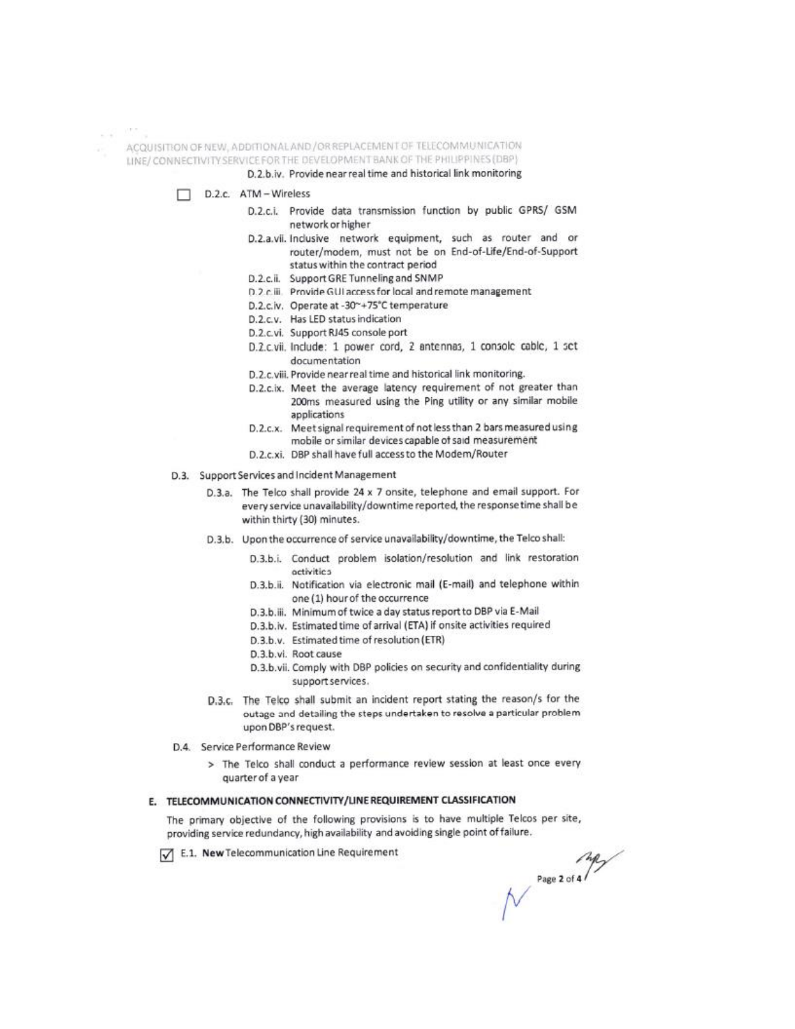D.2.b.iv. Provide near real time and historical link monitoring

☐ D.2.c. ATM – Wireless

- D.2.c.i. Provide data transmission function by public GPRS/ GSM network or higher
- D.2.a.vii. Inclusive network equipment, such as router and or router/modem, must not be on End-of-Life/End-of-Support status within the contract period
- D.2.c.ii. Support GRE Tunneling and SNMP
- D.2.c.iii. Provide GUI access for local and remote management
- D.2.c.iv. Operate at -30~+75°C temperature
- D.2.c.v. Has LED status indication
- D.2.c.vi. Support RJ45 console port
- D.2.c.vii. Include: 1 power cord, 2 antennas, 1 console cable, 1 set documentation
- D.2.c.viii. Provide near real time and historical link monitoring.
- D.2.c.ix. Meet the average latency requirement of not greater than 200ms measured using the Ping utility or any similar mobile applications
- D.2.c.x. Meet signal requirement of not less than 2 bars measured using mobile or similar devices capable of said measurement
- D.2.c.xi. DBP shall have full access to the Modem/Router

D.3. Support Services and Incident Management

- D.3.a. The Telco shall provide 24 x 7 onsite, telephone and email support. For every service unavailability/downtime reported, the response time shall be within thirty (30) minutes.
- D.3.b. Upon the occurrence of service unavailability/downtime, the Telco shall:
  - D.3.b.i. Conduct problem isolation/resolution and link restoration activities
  - D.3.b.ii. Notification via electronic mail (E-mail) and telephone within one (1) hour of the occurrence
  - D.3.b.iii. Minimum of twice a day status report to DBP via E-Mail
  - D.3.b.iv. Estimated time of arrival (ETA) if onsite activities required
  - D.3.b.v. Estimated time of resolution (ETR)
  - D.3.b.vi. Root cause
  - D.3.b.vii. Comply with DBP policies on security and confidentiality during support services.
- D.3.c. The Telco shall submit an incident report stating the reason/s for the outage and detailing the steps undertaken to resolve a particular problem upon DBP's request.

D.4. Service Performance Review

> The Telco shall conduct a performance review session at least once every quarter of a year

## E. TELECOMMUNICATION CONNECTIVITY/LINE REQUIREMENT CLASSIFICATION

The primary objective of the following provisions is to have multiple Telcos per site, providing service redundancy, high availability and avoiding single point of failure.

☑ E.1. **New** Telecommunication Line Requirement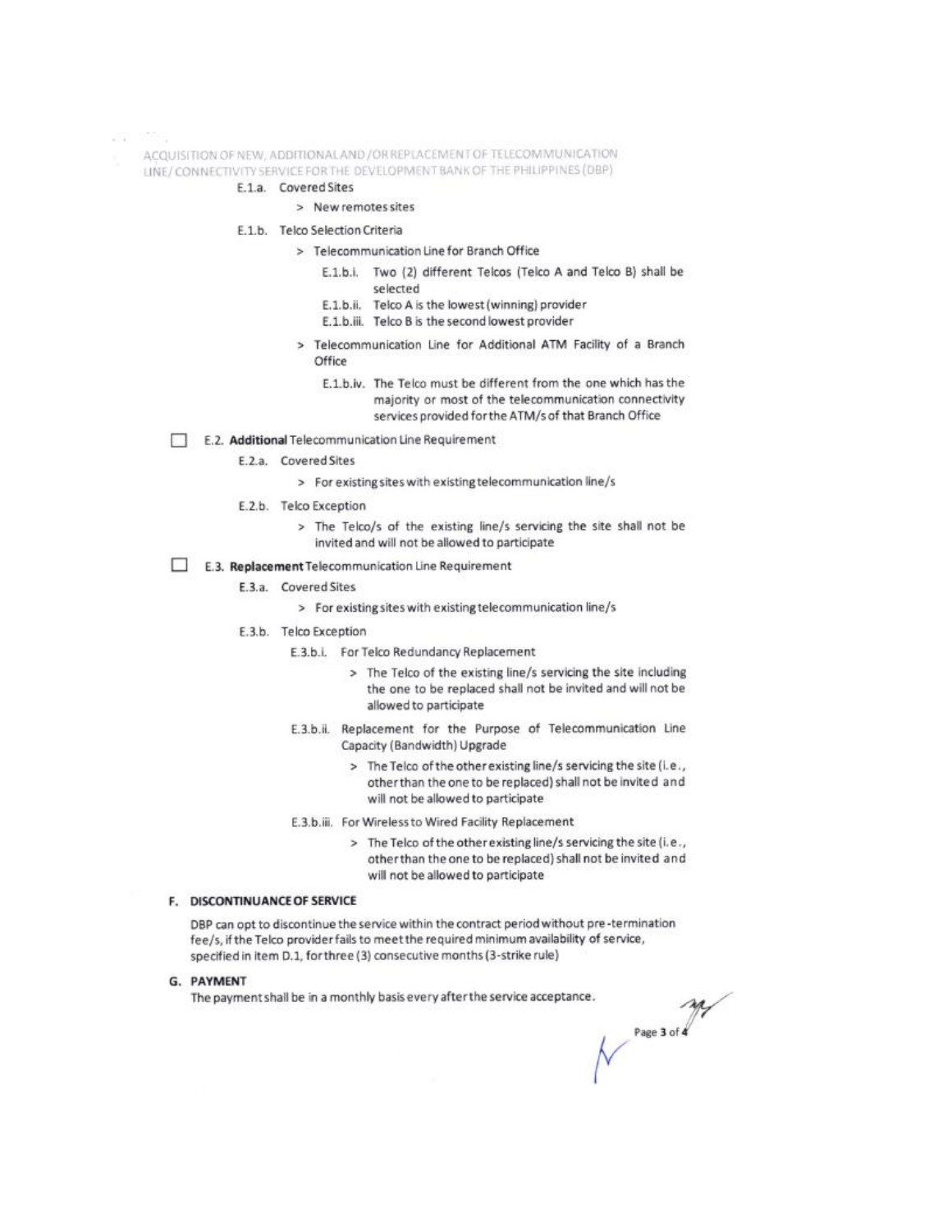E.1.a. Covered Sites

> New remotes sites

E.1.b. Telco Selection Criteria

> Telecommunication Line for Branch Office

E.1.b.i. Two (2) different Telcos (Telco A and Telco B) shall be selected

E.1.b.ii. Telco A is the lowest (winning) provider

E.1.b.iii. Telco B is the second lowest provider

> Telecommunication Line for Additional ATM Facility of a Branch Office

E.1.b.iv. The Telco must be different from the one which has the majority or most of the telecommunication connectivity services provided for the ATM/s of that Branch Office

☐ E.2. **Additional** Telecommunication Line Requirement

E.2.a. Covered Sites

> For existing sites with existing telecommunication line/s

E.2.b. Telco Exception

> The Telco/s of the existing line/s servicing the site shall not be invited and will not be allowed to participate

☐ E.3. **Replacement** Telecommunication Line Requirement

E.3.a. Covered Sites

> For existing sites with existing telecommunication line/s

E.3.b. Telco Exception

E.3.b.i. For Telco Redundancy Replacement

> The Telco of the existing line/s servicing the site including the one to be replaced shall not be invited and will not be allowed to participate

E.3.b.ii. Replacement for the Purpose of Telecommunication Line Capacity (Bandwidth) Upgrade

> The Telco of the other existing line/s servicing the site (i.e., other than the one to be replaced) shall not be invited and will not be allowed to participate

E.3.b.iii. For Wireless to Wired Facility Replacement

> The Telco of the other existing line/s servicing the site (i.e., other than the one to be replaced) shall not be invited and will not be allowed to participate

## F. DISCONTINUANCE OF SERVICE

DBP can opt to discontinue the service within the contract period without pre-termination fee/s, if the Telco provider fails to meet the required minimum availability of service, specified in item D.1, for three (3) consecutive months (3-strike rule)

## G. PAYMENT

The payment shall be in a monthly basis every after the service acceptance.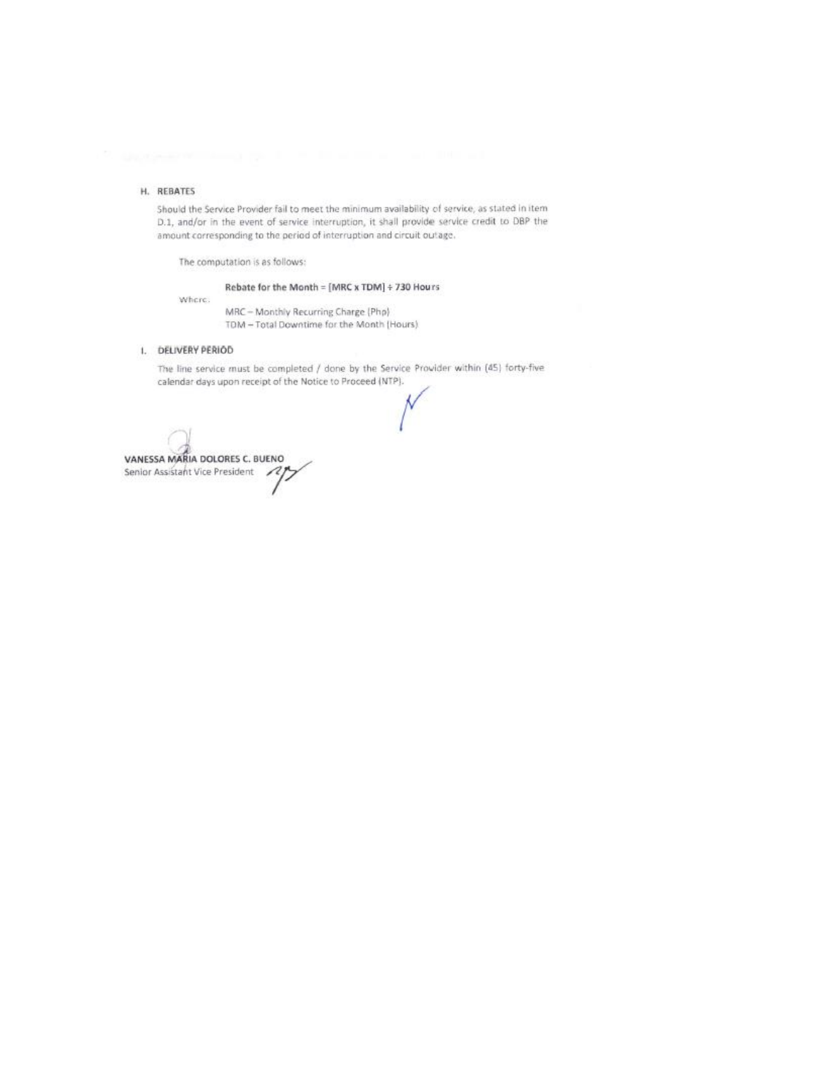### H. REBATES

Should the Service Provider fail to meet the minimum availability of service, as stated in item D.1, and/or in the event of service interruption, it shall provide service credit to DBP the amount corresponding to the period of interruption and circuit outage.

The computation is as follows:

**Rebate for the Month = [MRC x TDM] ÷ 730 Hours**

Where:

MRC – Monthly Recurring Charge (Php)
TDM – Total Downtime for the Month (Hours)

### I. DELIVERY PERIOD

The line service must be completed / done by the Service Provider within (45) forty-five calendar days upon receipt of the Notice to Proceed (NTP).

**VANESSA MARIA DOLORES C. BUENO**
Senior Assistant Vice President